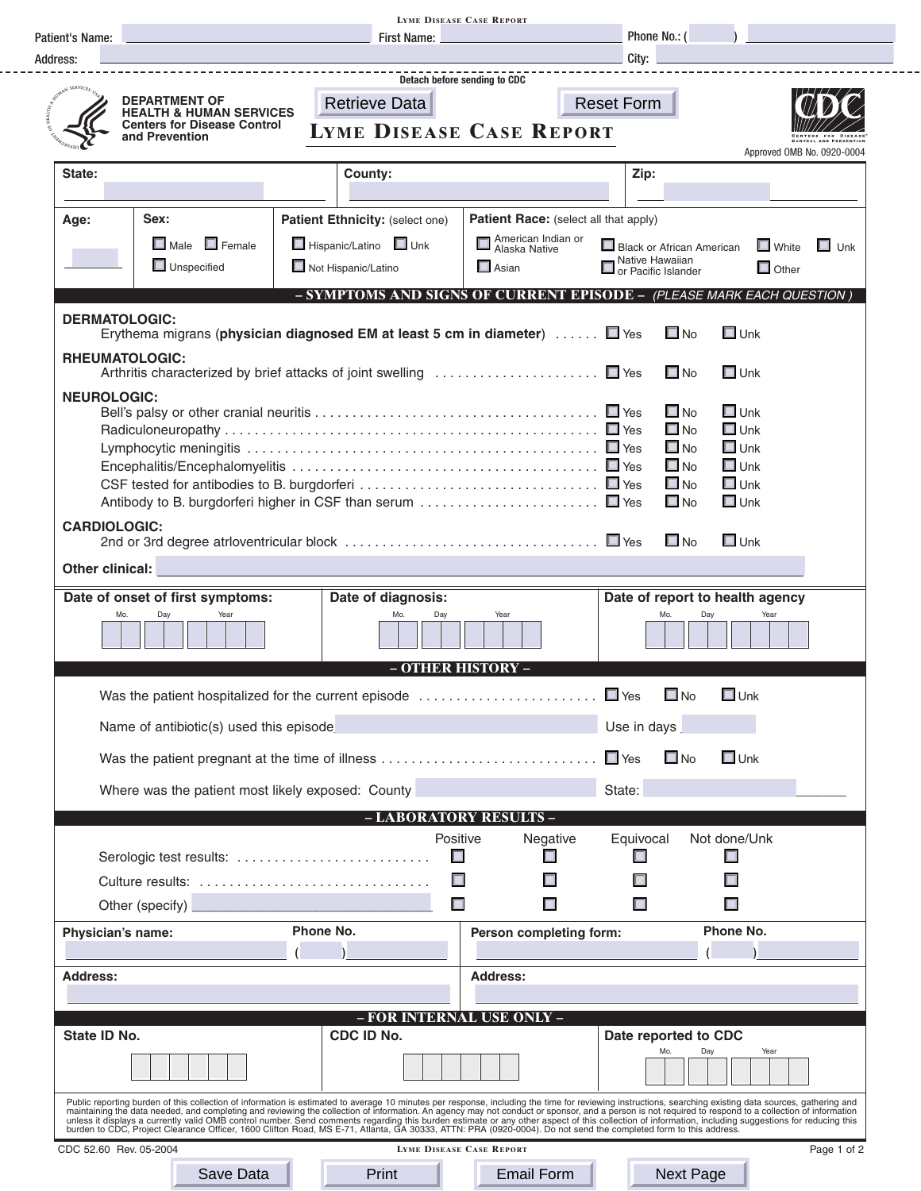**LYME DISEASE CASE REPORT**

Patient's Name: ____________ First Name: ____________ Phone No.: ( ) ____________

Address: ____________ City: ____________

Detach before sending to CDC

DEPARTMENT OF HEALTH & HUMAN SERVICES
Centers for Disease Control and Prevention

Retrieve Data | Reset Form

# LYME DISEASE CASE REPORT

Approved OMB No. 0920-0004

**State:** ____________ **County:** ____________ **Zip:** ____________

**Age:** ______

**Sex:** ☐ Male ☐ Female ☐ Unspecified

**Patient Ethnicity:** (select one) ☐ Hispanic/Latino ☐ Unk ☐ Not Hispanic/Latino

**Patient Race:** (select all that apply) ☐ American Indian or Alaska Native ☐ Black or African American ☐ White ☐ Unk ☐ Asian ☐ Native Hawaiian or Pacific Islander ☐ Other

## – SYMPTOMS AND SIGNS OF CURRENT EPISODE – *(PLEASE MARK EACH QUESTION )*

**DERMATOLOGIC:**

| | | | |
|---|---|---|---|
| Erythema migrans (**physician diagnosed EM at least 5 cm in diameter**) | ☐ Yes | ☐ No | ☐ Unk |

**RHEUMATOLOGIC:**

| | | | |
|---|---|---|---|
| Arthritis characterized by brief attacks of joint swelling | ☐ Yes | ☐ No | ☐ Unk |

**NEUROLOGIC:**

| | | | |
|---|---|---|---|
| Bell's palsy or other cranial neuritis | ☐ Yes | ☐ No | ☐ Unk |
| Radiculoneuropathy | ☐ Yes | ☐ No | ☐ Unk |
| Lymphocytic meningitis | ☐ Yes | ☐ No | ☐ Unk |
| Encephalitis/Encephalomyelitis | ☐ Yes | ☐ No | ☐ Unk |
| CSF tested for antibodies to B. burgdorferi | ☐ Yes | ☐ No | ☐ Unk |
| Antibody to B. burgdorferi higher in CSF than serum | ☐ Yes | ☐ No | ☐ Unk |

**CARDIOLOGIC:**

| | | | |
|---|---|---|---|
| 2nd or 3rd degree atrloventricular block | ☐ Yes | ☐ No | ☐ Unk |

**Other clinical:** ____________

| Date of onset of first symptoms: | Date of diagnosis: | Date of report to health agency |
|---|---|---|
| Mo. Day Year | Mo. Day Year | Mo. Day Year |

## – OTHER HISTORY –

| | | | |
|---|---|---|---|
| Was the patient hospitalized for the current episode | ☐ Yes | ☐ No | ☐ Unk |

Name of antibiotic(s) used this episode ____________ Use in days ______

| | | | |
|---|---|---|---|
| Was the patient pregnant at the time of illness | ☐ Yes | ☐ No | ☐ Unk |

Where was the patient most likely exposed: County ____________ State: ____________

## – LABORATORY RESULTS –

| | Positive | Negative | Equivocal | Not done/Unk |
|---|---|---|---|---|
| Serologic test results: | ☐ | ☐ | ☐ | ☐ |
| Culture results: | ☐ | ☐ | ☐ | ☐ |
| Other (specify) ____________ | ☐ | ☐ | ☐ | ☐ |

**Physician's name:** ____________ **Phone No.** ( ) ____________

**Person completing form:** ____________ **Phone No.** ( ) ____________

**Address:** ____________

**Address:** ____________

## – FOR INTERNAL USE ONLY –

| State ID No. | CDC ID No. | Date reported to CDC |
|---|---|---|
| | | Mo. Day Year |

Public reporting burden of this collection of information is estimated to average 10 minutes per response, including the time for reviewing instructions, searching existing data sources, gathering and maintaining the data needed, and completing and reviewing the collection of information. An agency may not conduct or sponsor, and a person is not required to respond to a collection of information unless it displays a currently valid OMB control number. Send comments regarding this burden estimate or any other aspect of this collection of information, including suggestions for reducing this burden to CDC, Project Clearance Officer, 1600 Clifton Road, MS E-71, Atlanta, GA 30333, ATTN: PRA (0920-0004). Do not send the completed form to this address.

CDC 52.60 Rev. 05-2004

Save Data | Print | Email Form | Next Page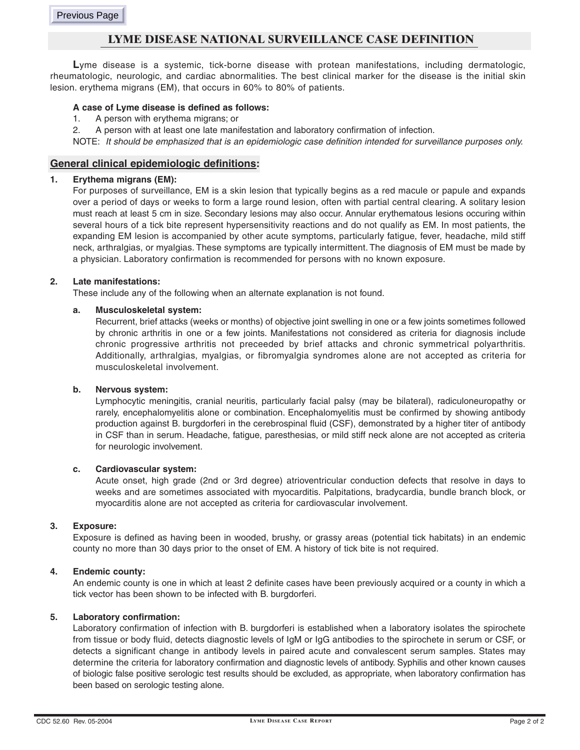Previous Page

# LYME DISEASE NATIONAL SURVEILLANCE CASE DEFINITION

**L**yme disease is a systemic, tick-borne disease with protean manifestations, including dermatologic, rheumatologic, neurologic, and cardiac abnormalities. The best clinical marker for the disease is the initial skin lesion. erythema migrans (EM), that occurs in 60% to 80% of patients.

**A case of Lyme disease is defined as follows:**

1. A person with erythema migrans; or
2. A person with at least one late manifestation and laboratory confirmation of infection.

NOTE: *It should be emphasized that is an epidemiologic case definition intended for surveillance purposes only.*

## General clinical epidemiologic definitions:

**1. Erythema migrans (EM):**

For purposes of surveillance, EM is a skin lesion that typically begins as a red macule or papule and expands over a period of days or weeks to form a large round lesion, often with partial central clearing. A solitary lesion must reach at least 5 cm in size. Secondary lesions may also occur. Annular erythematous lesions occuring within several hours of a tick bite represent hypersensitivity reactions and do not qualify as EM. In most patients, the expanding EM lesion is accompanied by other acute symptoms, particularly fatigue, fever, headache, mild stiff neck, arthralgias, or myalgias. These symptoms are typically intermittent. The diagnosis of EM must be made by a physician. Laboratory confirmation is recommended for persons with no known exposure.

**2. Late manifestations:**

These include any of the following when an alternate explanation is not found.

**a. Musculoskeletal system:**

Recurrent, brief attacks (weeks or months) of objective joint swelling in one or a few joints sometimes followed by chronic arthritis in one or a few joints. Manifestations not considered as criteria for diagnosis include chronic progressive arthritis not preceeded by brief attacks and chronic symmetrical polyarthritis. Additionally, arthralgias, myalgias, or fibromyalgia syndromes alone are not accepted as criteria for musculoskeletal involvement.

**b. Nervous system:**

Lymphocytic meningitis, cranial neuritis, particularly facial palsy (may be bilateral), radiculoneuropathy or rarely, encephalomyelitis alone or combination. Encephalomyelitis must be confirmed by showing antibody production against B. burgdorferi in the cerebrospinal fluid (CSF), demonstrated by a higher titer of antibody in CSF than in serum. Headache, fatigue, paresthesias, or mild stiff neck alone are not accepted as criteria for neurologic involvement.

**c. Cardiovascular system:**

Acute onset, high grade (2nd or 3rd degree) atrioventricular conduction defects that resolve in days to weeks and are sometimes associated with myocarditis. Palpitations, bradycardia, bundle branch block, or myocarditis alone are not accepted as criteria for cardiovascular involvement.

**3. Exposure:**

Exposure is defined as having been in wooded, brushy, or grassy areas (potential tick habitats) in an endemic county no more than 30 days prior to the onset of EM. A history of tick bite is not required.

**4. Endemic county:**

An endemic county is one in which at least 2 definite cases have been previously acquired or a county in which a tick vector has been shown to be infected with B. burgdorferi.

**5. Laboratory confirmation:**

Laboratory confirmation of infection with B. burgdorferi is established when a laboratory isolates the spirochete from tissue or body fluid, detects diagnostic levels of IgM or IgG antibodies to the spirochete in serum or CSF, or detects a significant change in antibody levels in paired acute and convalescent serum samples. States may determine the criteria for laboratory confirmation and diagnostic levels of antibody. Syphilis and other known causes of biologic false positive serologic test results should be excluded, as appropriate, when laboratory confirmation has been based on serologic testing alone.